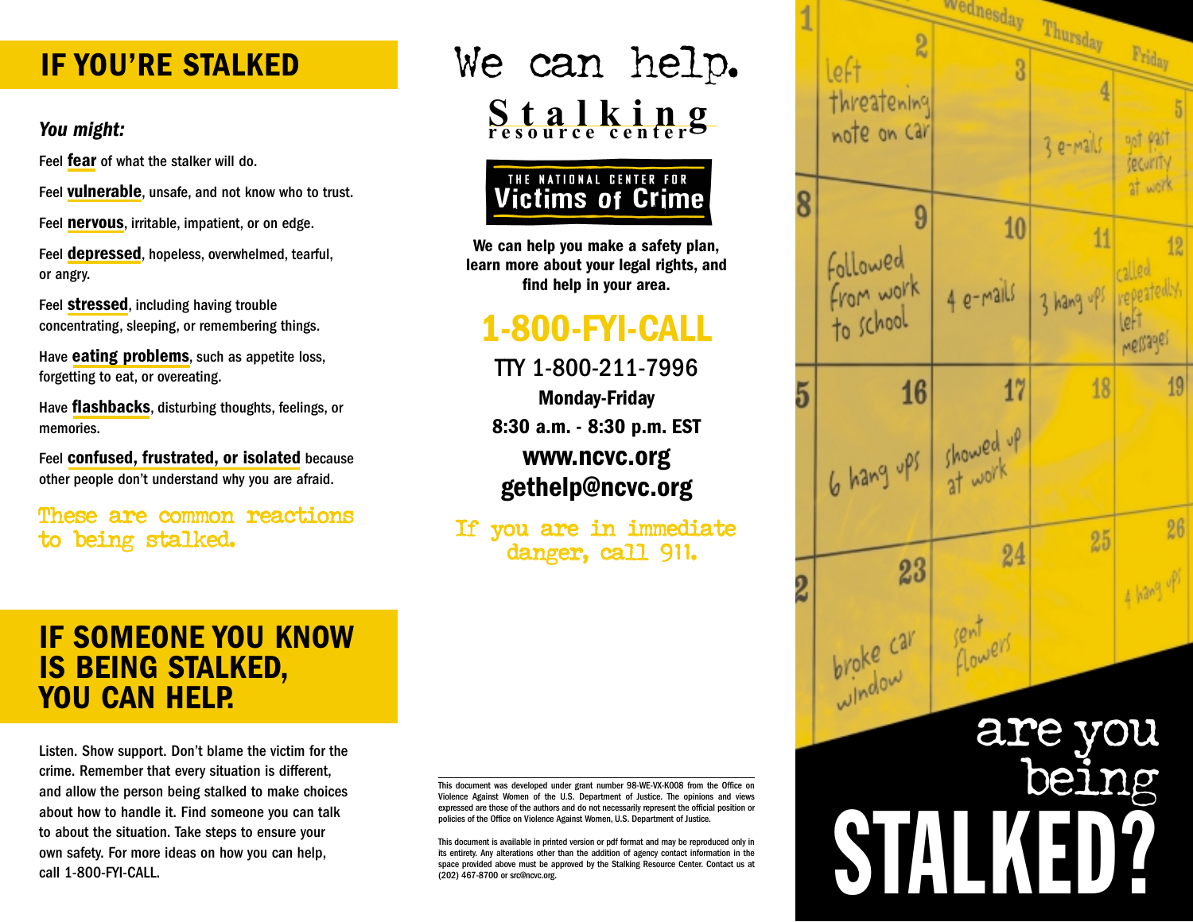## IF YOU'RE STALKED

*You might:*

Feel **fear** of what the stalker will do.

Feel **vulnerable**, unsafe, and not know who to trust.

Feel **nervous**, irritable, impatient, or on edge.

Feel **depressed**, hopeless, overwhelmed, tearful, or angry.

Feel **stressed**, including having trouble concentrating, sleeping, or remembering things.

Have **eating problems**, such as appetite loss, forgetting to eat, or overeating.

Have **flashbacks**, disturbing thoughts, feelings, or memories.

Feel **confused, frustrated, or isolated** because other people don't understand why you are afraid.

These are common reactions to being stalked.

## IF SOMEONE YOU KNOW IS BEING STALKED, YOU CAN HELP.

Listen. Show support. Don't blame the victim for the crime. Remember that every situation is different, and allow the person being stalked to make choices about how to handle it. Find someone you can talk to about the situation. Take steps to ensure your own safety. For more ideas on how you can help, call 1-800-FYI-CALL.

# We can help.

**Stalking resource center**

**THE NATIONAL CENTER FOR Victims of Crime**

**We can help you make a safety plan, learn more about your legal rights, and find help in your area.**

## 1-800-FYI-CALL

TTY 1-800-211-7996

**Monday-Friday**

**8:30 a.m. - 8:30 p.m. EST**

**www.ncvc.org**

**gethelp@ncvc.org**

If you are in immediate danger, call 911.

This document was developed under grant number 98-WE-VX-K008 from the Office on Violence Against Women of the U.S. Department of Justice. The opinions and views expressed are those of the authors and do not necessarily represent the official position or policies of the Office on Violence Against Women, U.S. Department of Justice.

This document is available in printed version or pdf format and may be reproduced only in its entirety. Any alterations other than the addition of agency contact information in the space provided above must be approved by the Stalking Resource Center. Contact us at (202) 467-8700 or src@ncvc.org.

| Wednesday | Thursday | Friday |
| --- | --- | --- |
| 2 left threatening note on car | 3 | 4 3 e-mails |
| 5 got past security at work | | |
| 9 Followed from work to school | 10 4 e-mails | 11 3 hang ups |
| 12 called repeatedly, left messages | | |
| 16 6 hang ups | 17 showed up at work | 18 |
| 19 | | |
| 23 broke car window | 24 sent flowers | 25 |
| 26 4 hang ups | | |

# are you being STALKED?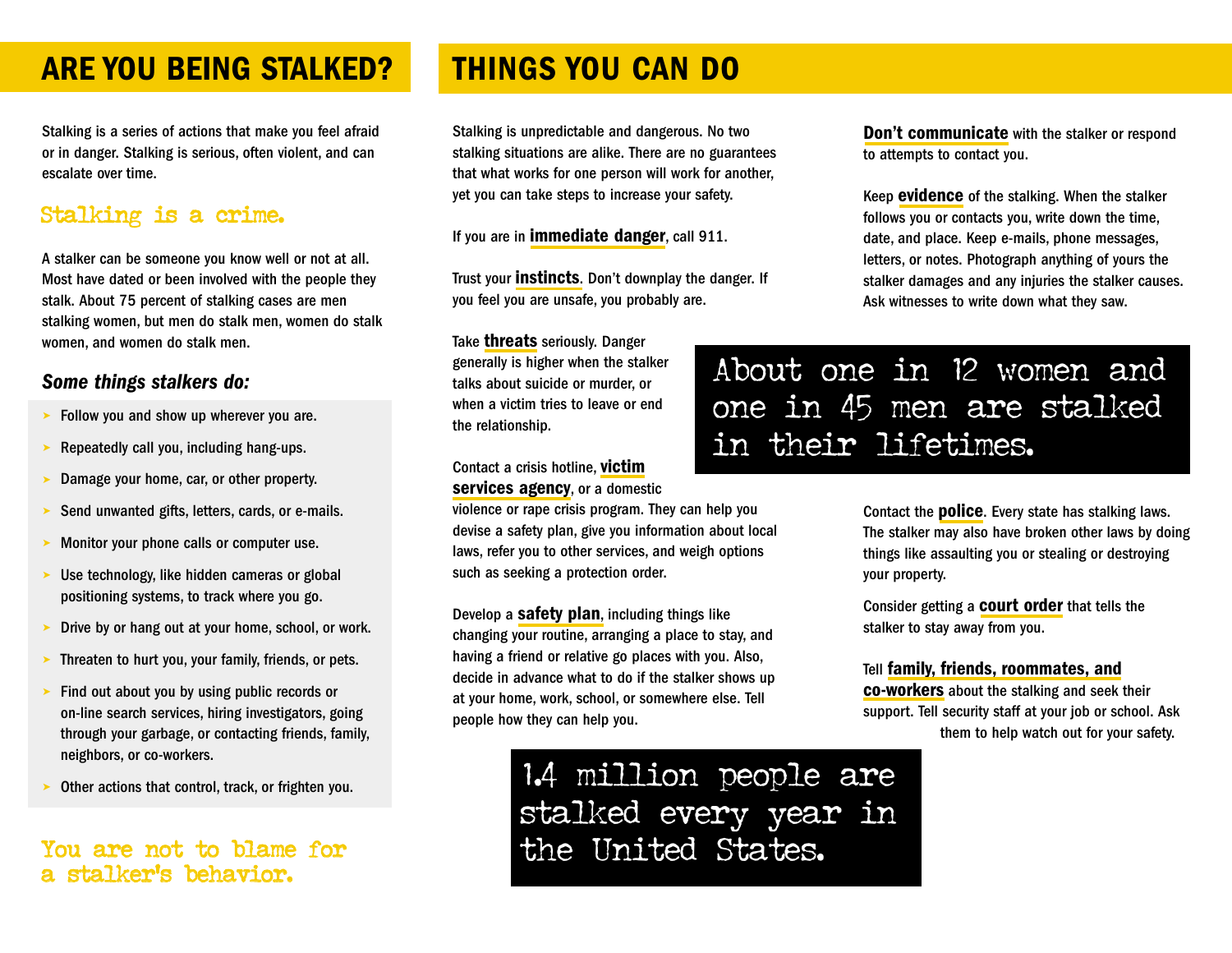# ARE YOU BEING STALKED?

Stalking is a series of actions that make you feel afraid or in danger. Stalking is serious, often violent, and can escalate over time.

## Stalking is a crime.

A stalker can be someone you know well or not at all. Most have dated or been involved with the people they stalk. About 75 percent of stalking cases are men stalking women, but men do stalk men, women do stalk women, and women do stalk men.

### *Some things stalkers do:*

- Follow you and show up wherever you are.
- Repeatedly call you, including hang-ups.
- Damage your home, car, or other property.
- Send unwanted gifts, letters, cards, or e-mails.
- Monitor your phone calls or computer use.
- Use technology, like hidden cameras or global positioning systems, to track where you go.
- Drive by or hang out at your home, school, or work.
- Threaten to hurt you, your family, friends, or pets.
- Find out about you by using public records or on-line search services, hiring investigators, going through your garbage, or contacting friends, family, neighbors, or co-workers.
- Other actions that control, track, or frighten you.

**You are not to blame for a stalker's behavior.**

# THINGS YOU CAN DO

Stalking is unpredictable and dangerous. No two stalking situations are alike. There are no guarantees that what works for one person will work for another, yet you can take steps to increase your safety.

If you are in **immediate danger**, call 911.

Trust your **instincts**. Don't downplay the danger. If you feel you are unsafe, you probably are.

Take **threats** seriously. Danger generally is higher when the stalker talks about suicide or murder, or when a victim tries to leave or end the relationship.

Contact a crisis hotline, **victim services agency**, or a domestic violence or rape crisis program. They can help you devise a safety plan, give you information about local laws, refer you to other services, and weigh options such as seeking a protection order.

Develop a **safety plan**, including things like changing your routine, arranging a place to stay, and having a friend or relative go places with you. Also, decide in advance what to do if the stalker shows up at your home, work, school, or somewhere else. Tell people how they can help you.

**Don't communicate** with the stalker or respond to attempts to contact you.

Keep **evidence** of the stalking. When the stalker follows you or contacts you, write down the time, date, and place. Keep e-mails, phone messages, letters, or notes. Photograph anything of yours the stalker damages and any injuries the stalker causes. Ask witnesses to write down what they saw.

**About one in 12 women and one in 45 men are stalked in their lifetimes.**

Contact the **police**. Every state has stalking laws. The stalker may also have broken other laws by doing things like assaulting you or stealing or destroying your property.

Consider getting a **court order** that tells the stalker to stay away from you.

Tell **family, friends, roommates, and co-workers** about the stalking and seek their support. Tell security staff at your job or school. Ask them to help watch out for your safety.

**1.4 million people are stalked every year in the United States.**